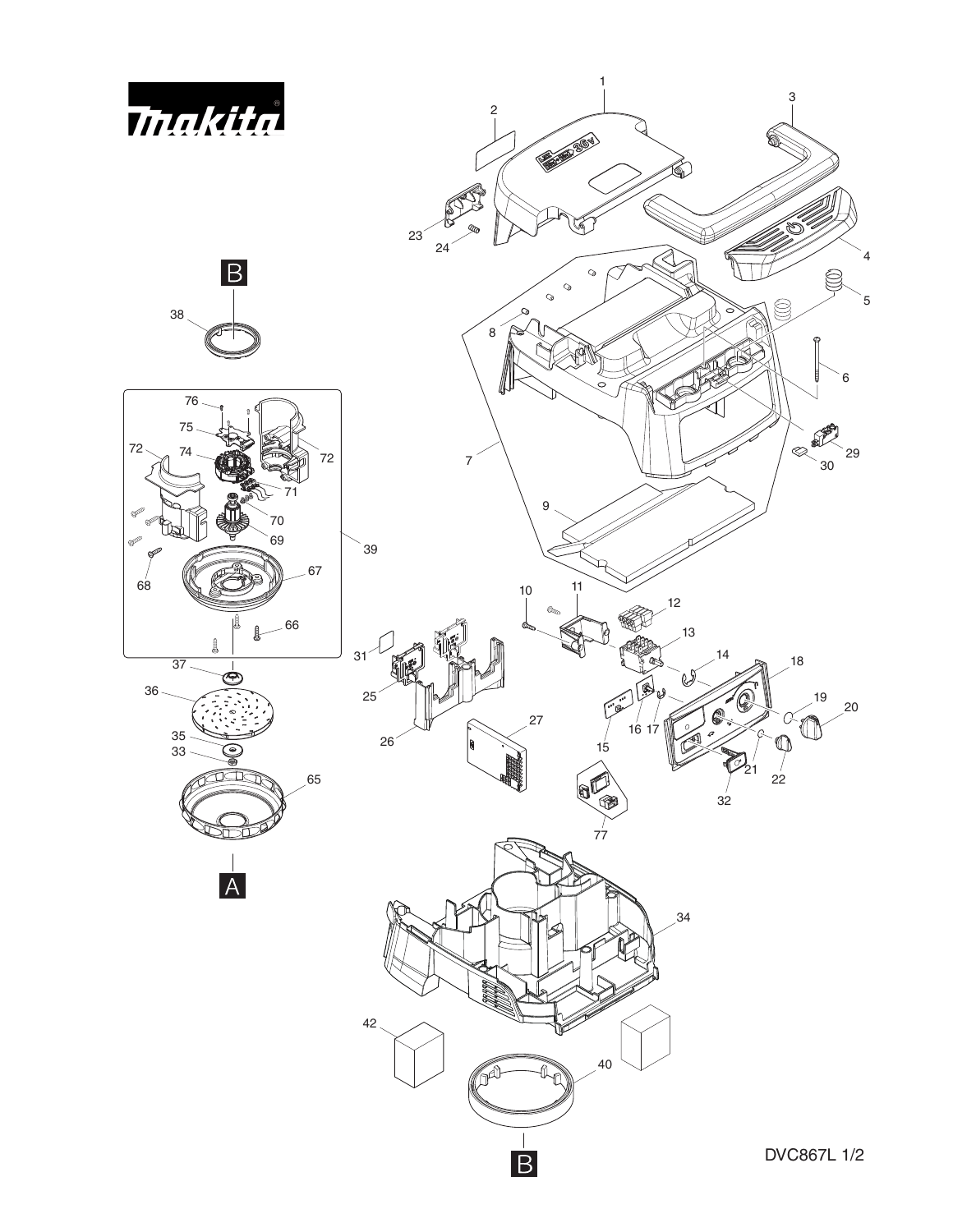Makita

DVC867L 1/2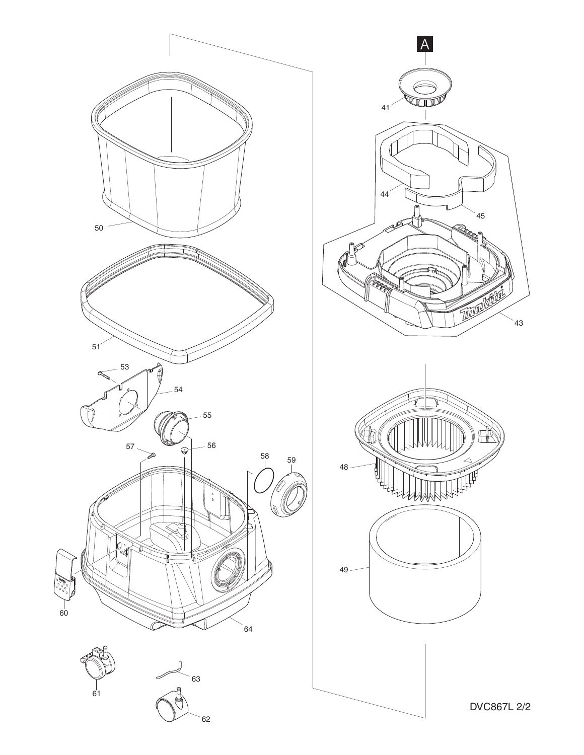A

41

44

45

43

48

49

50

51

53

54

55

56

57

58

59

60

64

61

63

62

DVC867L 2/2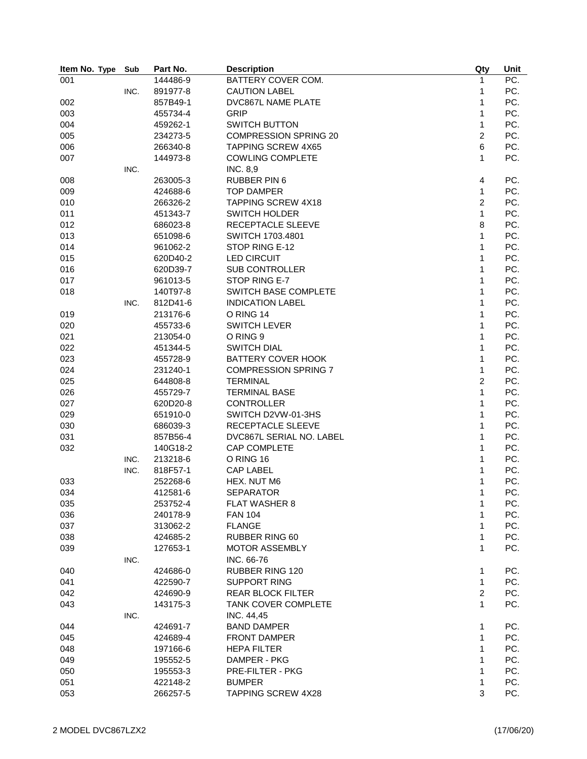| Item No. | Type | Sub | Part No. | Description | Qty | Unit |
|---|---|---|---|---|---|---|
| 001 | | | 144486-9 | BATTERY COVER COM. | 1 | PC. |
| | | INC. | 891977-8 | CAUTION LABEL | 1 | PC. |
| 002 | | | 857B49-1 | DVC867L NAME PLATE | 1 | PC. |
| 003 | | | 455734-4 | GRIP | 1 | PC. |
| 004 | | | 459262-1 | SWITCH BUTTON | 1 | PC. |
| 005 | | | 234273-5 | COMPRESSION SPRING 20 | 2 | PC. |
| 006 | | | 266340-8 | TAPPING SCREW 4X65 | 6 | PC. |
| 007 | | | 144973-8 | COWLING COMPLETE | 1 | PC. |
| | | INC. | | INC. 8,9 | | |
| 008 | | | 263005-3 | RUBBER PIN 6 | 4 | PC. |
| 009 | | | 424688-6 | TOP DAMPER | 1 | PC. |
| 010 | | | 266326-2 | TAPPING SCREW 4X18 | 2 | PC. |
| 011 | | | 451343-7 | SWITCH HOLDER | 1 | PC. |
| 012 | | | 686023-8 | RECEPTACLE SLEEVE | 8 | PC. |
| 013 | | | 651098-6 | SWITCH 1703.4801 | 1 | PC. |
| 014 | | | 961062-2 | STOP RING E-12 | 1 | PC. |
| 015 | | | 620D40-2 | LED CIRCUIT | 1 | PC. |
| 016 | | | 620D39-7 | SUB CONTROLLER | 1 | PC. |
| 017 | | | 961013-5 | STOP RING E-7 | 1 | PC. |
| 018 | | | 140T97-8 | SWITCH BASE COMPLETE | 1 | PC. |
| | | INC. | 812D41-6 | INDICATION LABEL | 1 | PC. |
| 019 | | | 213176-6 | O RING 14 | 1 | PC. |
| 020 | | | 455733-6 | SWITCH LEVER | 1 | PC. |
| 021 | | | 213054-0 | O RING 9 | 1 | PC. |
| 022 | | | 451344-5 | SWITCH DIAL | 1 | PC. |
| 023 | | | 455728-9 | BATTERY COVER HOOK | 1 | PC. |
| 024 | | | 231240-1 | COMPRESSION SPRING 7 | 1 | PC. |
| 025 | | | 644808-8 | TERMINAL | 2 | PC. |
| 026 | | | 455729-7 | TERMINAL BASE | 1 | PC. |
| 027 | | | 620D20-8 | CONTROLLER | 1 | PC. |
| 029 | | | 651910-0 | SWITCH D2VW-01-3HS | 1 | PC. |
| 030 | | | 686039-3 | RECEPTACLE SLEEVE | 1 | PC. |
| 031 | | | 857B56-4 | DVC867L SERIAL NO. LABEL | 1 | PC. |
| 032 | | | 140G18-2 | CAP COMPLETE | 1 | PC. |
| | | INC. | 213218-6 | O RING 16 | 1 | PC. |
| | | INC. | 818F57-1 | CAP LABEL | 1 | PC. |
| 033 | | | 252268-6 | HEX. NUT M6 | 1 | PC. |
| 034 | | | 412581-6 | SEPARATOR | 1 | PC. |
| 035 | | | 253752-4 | FLAT WASHER 8 | 1 | PC. |
| 036 | | | 240178-9 | FAN 104 | 1 | PC. |
| 037 | | | 313062-2 | FLANGE | 1 | PC. |
| 038 | | | 424685-2 | RUBBER RING 60 | 1 | PC. |
| 039 | | | 127653-1 | MOTOR ASSEMBLY | 1 | PC. |
| | | INC. | | INC. 66-76 | | |
| 040 | | | 424686-0 | RUBBER RING 120 | 1 | PC. |
| 041 | | | 422590-7 | SUPPORT RING | 1 | PC. |
| 042 | | | 424690-9 | REAR BLOCK FILTER | 2 | PC. |
| 043 | | | 143175-3 | TANK COVER COMPLETE | 1 | PC. |
| | | INC. | | INC. 44,45 | | |
| 044 | | | 424691-7 | BAND DAMPER | 1 | PC. |
| 045 | | | 424689-4 | FRONT DAMPER | 1 | PC. |
| 048 | | | 197166-6 | HEPA FILTER | 1 | PC. |
| 049 | | | 195552-5 | DAMPER - PKG | 1 | PC. |
| 050 | | | 195553-3 | PRE-FILTER - PKG | 1 | PC. |
| 051 | | | 422148-2 | BUMPER | 1 | PC. |
| 053 | | | 266257-5 | TAPPING SCREW 4X28 | 3 | PC. |

2 MODEL DVC867LZX2 (17/06/20)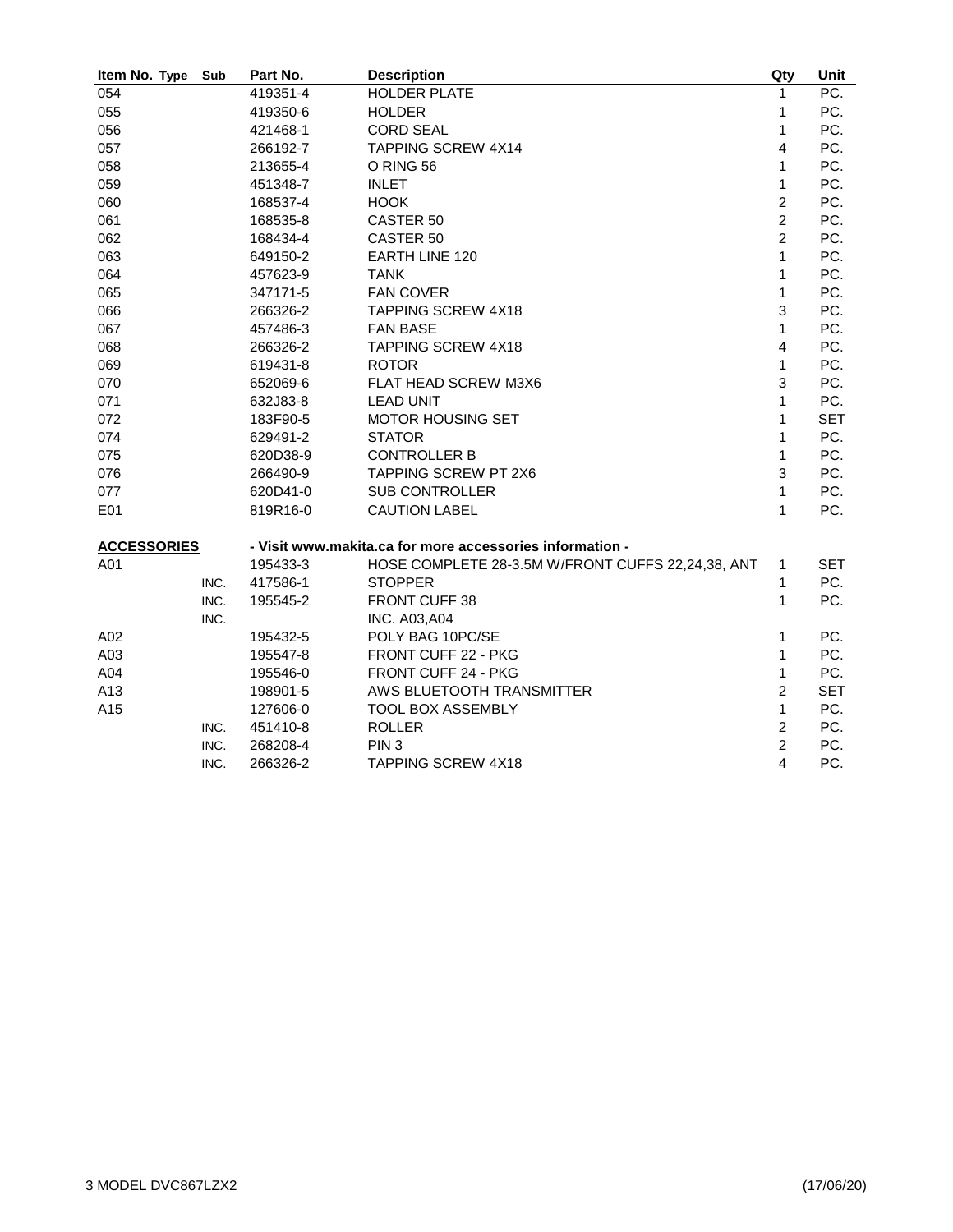| Item No. Type | Sub | Part No. | Description | Qty | Unit |
|---|---|---|---|---|---|
| 054 | | 419351-4 | HOLDER PLATE | 1 | PC. |
| 055 | | 419350-6 | HOLDER | 1 | PC. |
| 056 | | 421468-1 | CORD SEAL | 1 | PC. |
| 057 | | 266192-7 | TAPPING SCREW 4X14 | 4 | PC. |
| 058 | | 213655-4 | O RING 56 | 1 | PC. |
| 059 | | 451348-7 | INLET | 1 | PC. |
| 060 | | 168537-4 | HOOK | 2 | PC. |
| 061 | | 168535-8 | CASTER 50 | 2 | PC. |
| 062 | | 168434-4 | CASTER 50 | 2 | PC. |
| 063 | | 649150-2 | EARTH LINE 120 | 1 | PC. |
| 064 | | 457623-9 | TANK | 1 | PC. |
| 065 | | 347171-5 | FAN COVER | 1 | PC. |
| 066 | | 266326-2 | TAPPING SCREW 4X18 | 3 | PC. |
| 067 | | 457486-3 | FAN BASE | 1 | PC. |
| 068 | | 266326-2 | TAPPING SCREW 4X18 | 4 | PC. |
| 069 | | 619431-8 | ROTOR | 1 | PC. |
| 070 | | 652069-6 | FLAT HEAD SCREW M3X6 | 3 | PC. |
| 071 | | 632J83-8 | LEAD UNIT | 1 | PC. |
| 072 | | 183F90-5 | MOTOR HOUSING SET | 1 | SET |
| 074 | | 629491-2 | STATOR | 1 | PC. |
| 075 | | 620D38-9 | CONTROLLER B | 1 | PC. |
| 076 | | 266490-9 | TAPPING SCREW PT 2X6 | 3 | PC. |
| 077 | | 620D41-0 | SUB CONTROLLER | 1 | PC. |
| E01 | | 819R16-0 | CAUTION LABEL | 1 | PC. |

**ACCESSORIES** - Visit www.makita.ca for more accessories information -

| Item No. Type | Sub | Part No. | Description | Qty | Unit |
|---|---|---|---|---|---|
| A01 | | 195433-3 | HOSE COMPLETE 28-3.5M W/FRONT CUFFS 22,24,38, ANT | 1 | SET |
| | INC. | 417586-1 | STOPPER | 1 | PC. |
| | INC. | 195545-2 | FRONT CUFF 38 | 1 | PC. |
| | INC. | | INC. A03,A04 | | |
| A02 | | 195432-5 | POLY BAG 10PC/SE | 1 | PC. |
| A03 | | 195547-8 | FRONT CUFF 22 - PKG | 1 | PC. |
| A04 | | 195546-0 | FRONT CUFF 24 - PKG | 1 | PC. |
| A13 | | 198901-5 | AWS BLUETOOTH TRANSMITTER | 2 | SET |
| A15 | | 127606-0 | TOOL BOX ASSEMBLY | 1 | PC. |
| | INC. | 451410-8 | ROLLER | 2 | PC. |
| | INC. | 268208-4 | PIN 3 | 2 | PC. |
| | INC. | 266326-2 | TAPPING SCREW 4X18 | 4 | PC. |